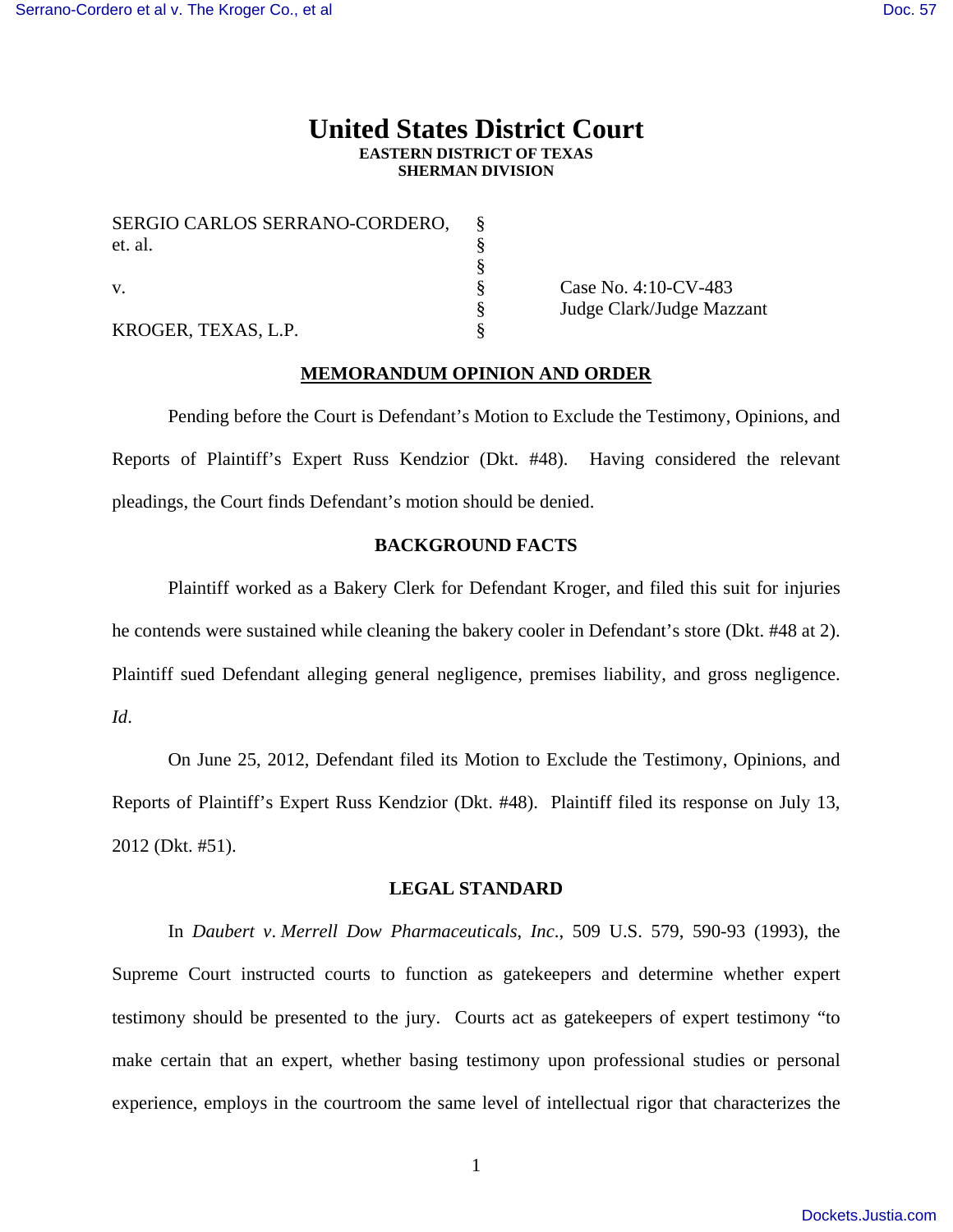# United States District Court

**EASTERN DISTRICT OF TEXAS**
**SHERMAN DIVISION**

| | | |
|---|---|---|
| SERGIO CARLOS SERRANO-CORDERO, et. al. | § | |
| | § | |
| v. | § | Case No. 4:10-CV-483 |
| | § | Judge Clark/Judge Mazzant |
| KROGER, TEXAS, L.P. | § | |

**MEMORANDUM OPINION AND ORDER**

Pending before the Court is Defendant's Motion to Exclude the Testimony, Opinions, and Reports of Plaintiff's Expert Russ Kendzior (Dkt. #48). Having considered the relevant pleadings, the Court finds Defendant's motion should be denied.

**BACKGROUND FACTS**

Plaintiff worked as a Bakery Clerk for Defendant Kroger, and filed this suit for injuries he contends were sustained while cleaning the bakery cooler in Defendant's store (Dkt. #48 at 2). Plaintiff sued Defendant alleging general negligence, premises liability, and gross negligence. *Id*.

On June 25, 2012, Defendant filed its Motion to Exclude the Testimony, Opinions, and Reports of Plaintiff's Expert Russ Kendzior (Dkt. #48). Plaintiff filed its response on July 13, 2012 (Dkt. #51).

**LEGAL STANDARD**

In *Daubert v. Merrell Dow Pharmaceuticals, Inc.*, 509 U.S. 579, 590-93 (1993), the Supreme Court instructed courts to function as gatekeepers and determine whether expert testimony should be presented to the jury. Courts act as gatekeepers of expert testimony "to make certain that an expert, whether basing testimony upon professional studies or personal experience, employs in the courtroom the same level of intellectual rigor that characterizes the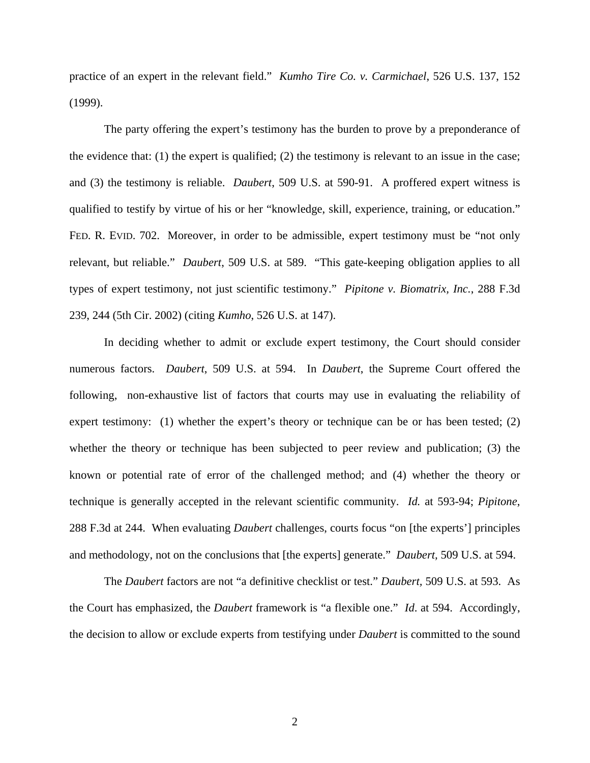practice of an expert in the relevant field." *Kumho Tire Co. v. Carmichael*, 526 U.S. 137, 152 (1999).

The party offering the expert's testimony has the burden to prove by a preponderance of the evidence that: (1) the expert is qualified; (2) the testimony is relevant to an issue in the case; and (3) the testimony is reliable. *Daubert*, 509 U.S. at 590-91. A proffered expert witness is qualified to testify by virtue of his or her "knowledge, skill, experience, training, or education." FED. R. EVID. 702. Moreover, in order to be admissible, expert testimony must be "not only relevant, but reliable." *Daubert*, 509 U.S. at 589. "This gate-keeping obligation applies to all types of expert testimony, not just scientific testimony." *Pipitone v. Biomatrix, Inc.*, 288 F.3d 239, 244 (5th Cir. 2002) (citing *Kumho*, 526 U.S. at 147).

In deciding whether to admit or exclude expert testimony, the Court should consider numerous factors. *Daubert*, 509 U.S. at 594. In *Daubert*, the Supreme Court offered the following, non-exhaustive list of factors that courts may use in evaluating the reliability of expert testimony: (1) whether the expert's theory or technique can be or has been tested; (2) whether the theory or technique has been subjected to peer review and publication; (3) the known or potential rate of error of the challenged method; and (4) whether the theory or technique is generally accepted in the relevant scientific community. *Id.* at 593-94; *Pipitone*, 288 F.3d at 244. When evaluating *Daubert* challenges, courts focus "on [the experts'] principles and methodology, not on the conclusions that [the experts] generate." *Daubert*, 509 U.S. at 594.

The *Daubert* factors are not "a definitive checklist or test." *Daubert*, 509 U.S. at 593. As the Court has emphasized, the *Daubert* framework is "a flexible one." *Id*. at 594. Accordingly, the decision to allow or exclude experts from testifying under *Daubert* is committed to the sound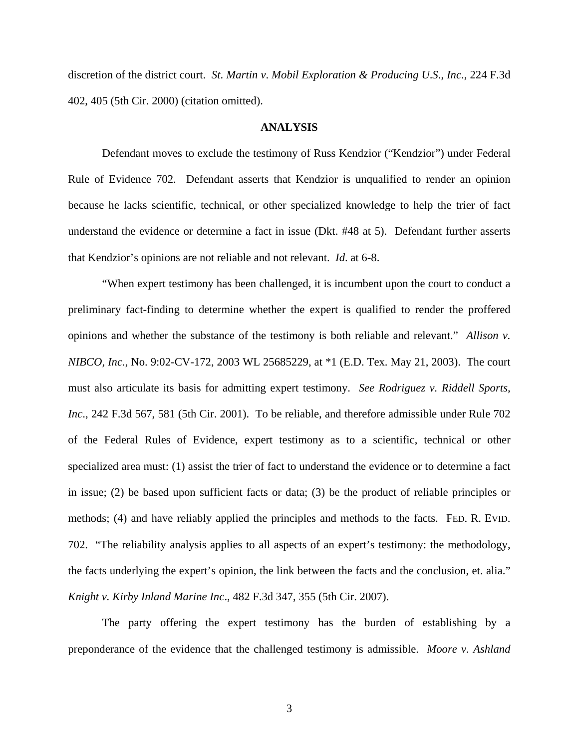discretion of the district court. *St. Martin v. Mobil Exploration & Producing U.S., Inc.*, 224 F.3d 402, 405 (5th Cir. 2000) (citation omitted).

**ANALYSIS**

Defendant moves to exclude the testimony of Russ Kendzior ("Kendzior") under Federal Rule of Evidence 702. Defendant asserts that Kendzior is unqualified to render an opinion because he lacks scientific, technical, or other specialized knowledge to help the trier of fact understand the evidence or determine a fact in issue (Dkt. #48 at 5). Defendant further asserts that Kendzior's opinions are not reliable and not relevant. *Id*. at 6-8.

"When expert testimony has been challenged, it is incumbent upon the court to conduct a preliminary fact-finding to determine whether the expert is qualified to render the proffered opinions and whether the substance of the testimony is both reliable and relevant." *Allison v. NIBCO, Inc.*, No. 9:02-CV-172, 2003 WL 25685229, at *1 (E.D. Tex. May 21, 2003). The court must also articulate its basis for admitting expert testimony. *See Rodriguez v. Riddell Sports, Inc*., 242 F.3d 567, 581 (5th Cir. 2001). To be reliable, and therefore admissible under Rule 702 of the Federal Rules of Evidence, expert testimony as to a scientific, technical or other specialized area must: (1) assist the trier of fact to understand the evidence or to determine a fact in issue; (2) be based upon sufficient facts or data; (3) be the product of reliable principles or methods; (4) and have reliably applied the principles and methods to the facts. FED. R. EVID. 702. "The reliability analysis applies to all aspects of an expert's testimony: the methodology, the facts underlying the expert's opinion, the link between the facts and the conclusion, et. alia." *Knight v. Kirby Inland Marine Inc*., 482 F.3d 347, 355 (5th Cir. 2007).

The party offering the expert testimony has the burden of establishing by a preponderance of the evidence that the challenged testimony is admissible. *Moore v. Ashland*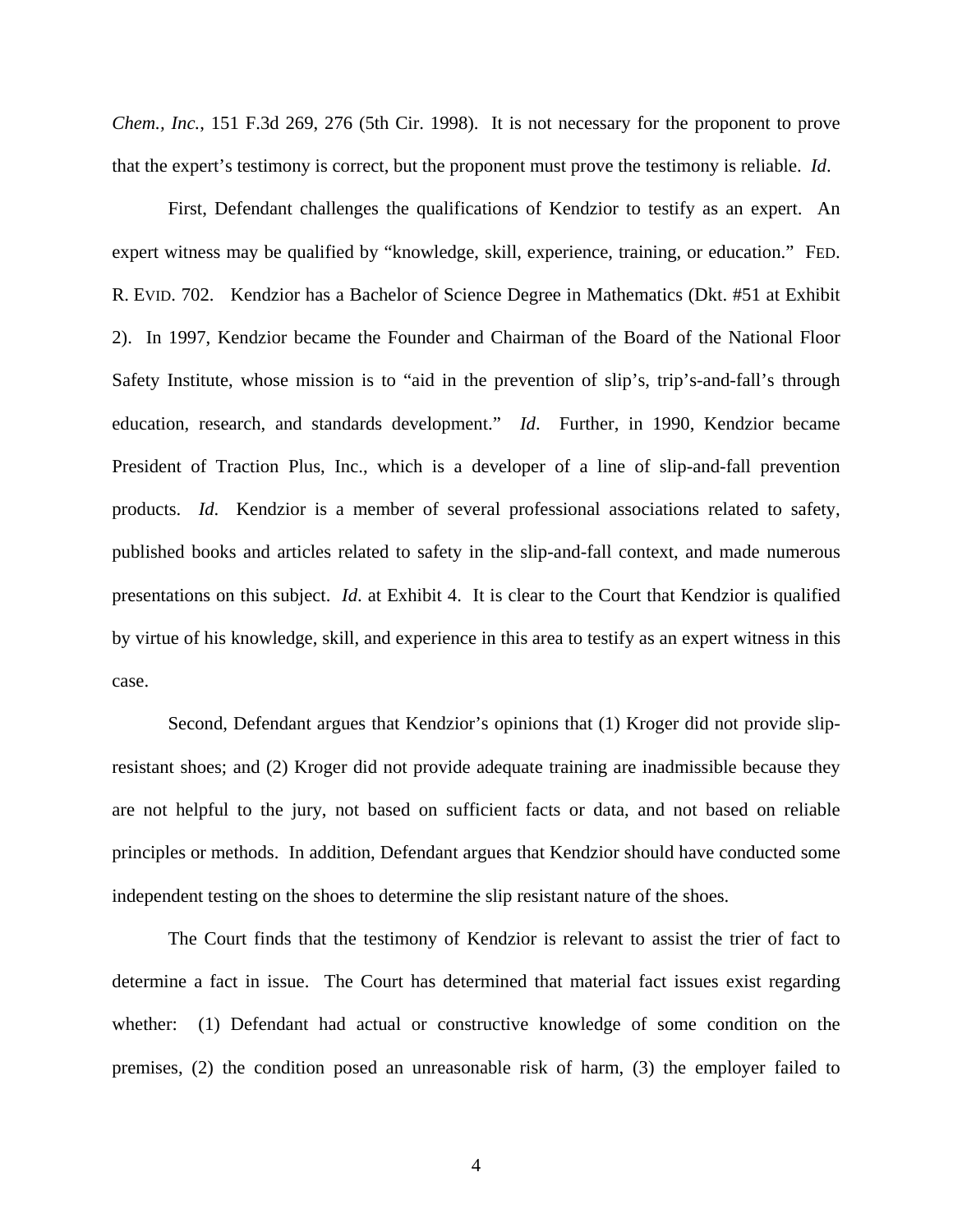*Chem., Inc.*, 151 F.3d 269, 276 (5th Cir. 1998). It is not necessary for the proponent to prove that the expert's testimony is correct, but the proponent must prove the testimony is reliable. *Id*.

First, Defendant challenges the qualifications of Kendzior to testify as an expert. An expert witness may be qualified by "knowledge, skill, experience, training, or education." FED. R. EVID. 702. Kendzior has a Bachelor of Science Degree in Mathematics (Dkt. #51 at Exhibit 2). In 1997, Kendzior became the Founder and Chairman of the Board of the National Floor Safety Institute, whose mission is to "aid in the prevention of slip's, trip's-and-fall's through education, research, and standards development." *Id*. Further, in 1990, Kendzior became President of Traction Plus, Inc., which is a developer of a line of slip-and-fall prevention products. *Id*. Kendzior is a member of several professional associations related to safety, published books and articles related to safety in the slip-and-fall context, and made numerous presentations on this subject. *Id*. at Exhibit 4. It is clear to the Court that Kendzior is qualified by virtue of his knowledge, skill, and experience in this area to testify as an expert witness in this case.

Second, Defendant argues that Kendzior's opinions that (1) Kroger did not provide slip-resistant shoes; and (2) Kroger did not provide adequate training are inadmissible because they are not helpful to the jury, not based on sufficient facts or data, and not based on reliable principles or methods. In addition, Defendant argues that Kendzior should have conducted some independent testing on the shoes to determine the slip resistant nature of the shoes.

The Court finds that the testimony of Kendzior is relevant to assist the trier of fact to determine a fact in issue. The Court has determined that material fact issues exist regarding whether: (1) Defendant had actual or constructive knowledge of some condition on the premises, (2) the condition posed an unreasonable risk of harm, (3) the employer failed to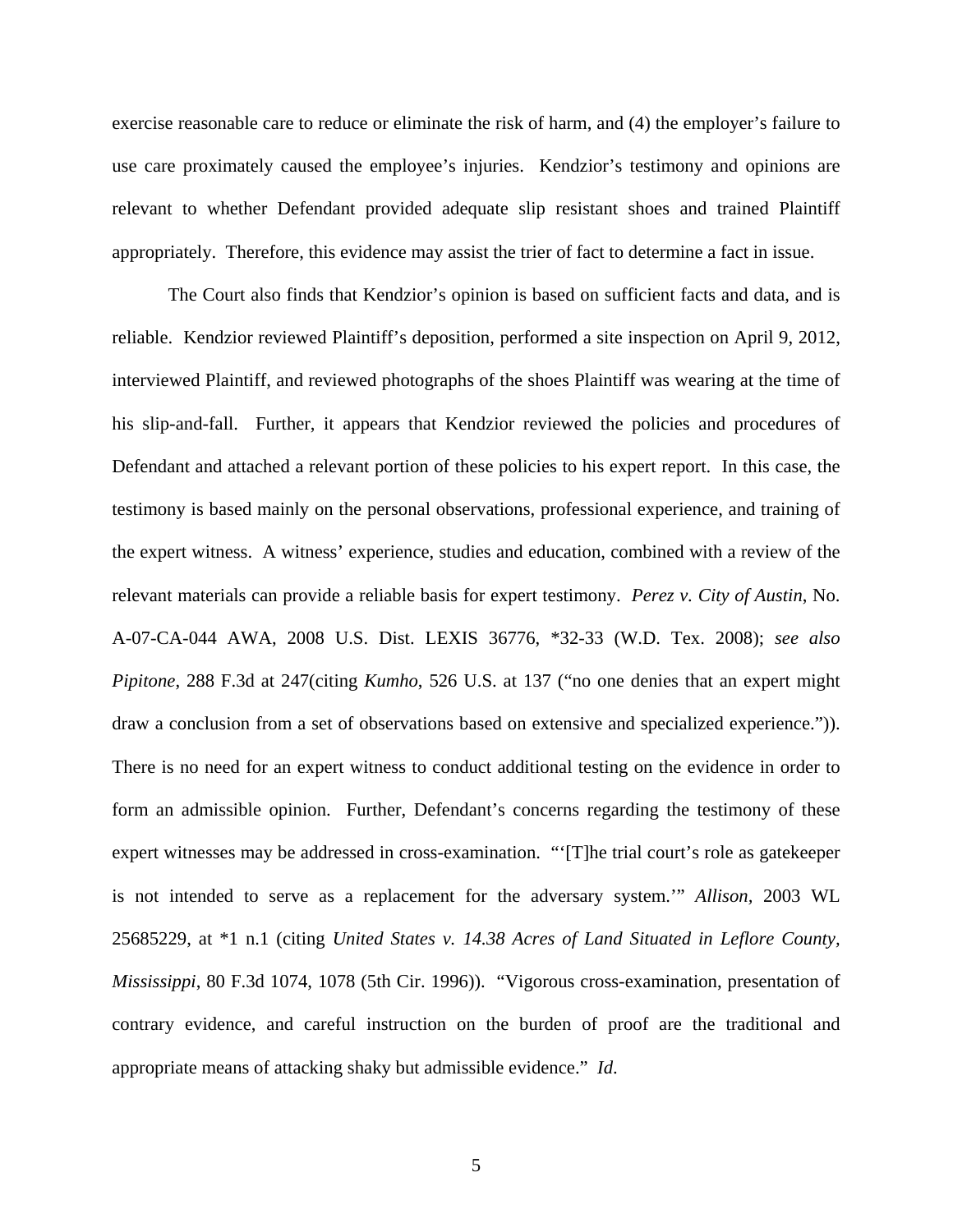exercise reasonable care to reduce or eliminate the risk of harm, and (4) the employer's failure to use care proximately caused the employee's injuries. Kendzior's testimony and opinions are relevant to whether Defendant provided adequate slip resistant shoes and trained Plaintiff appropriately. Therefore, this evidence may assist the trier of fact to determine a fact in issue.

The Court also finds that Kendzior's opinion is based on sufficient facts and data, and is reliable. Kendzior reviewed Plaintiff's deposition, performed a site inspection on April 9, 2012, interviewed Plaintiff, and reviewed photographs of the shoes Plaintiff was wearing at the time of his slip-and-fall. Further, it appears that Kendzior reviewed the policies and procedures of Defendant and attached a relevant portion of these policies to his expert report. In this case, the testimony is based mainly on the personal observations, professional experience, and training of the expert witness. A witness' experience, studies and education, combined with a review of the relevant materials can provide a reliable basis for expert testimony. *Perez v. City of Austin*, No. A-07-CA-044 AWA, 2008 U.S. Dist. LEXIS 36776, *32-33 (W.D. Tex. 2008); *see also Pipitone*, 288 F.3d at 247(citing *Kumho*, 526 U.S. at 137 ("no one denies that an expert might draw a conclusion from a set of observations based on extensive and specialized experience.")). There is no need for an expert witness to conduct additional testing on the evidence in order to form an admissible opinion. Further, Defendant's concerns regarding the testimony of these expert witnesses may be addressed in cross-examination. "'[T]he trial court's role as gatekeeper is not intended to serve as a replacement for the adversary system.'" *Allison*, 2003 WL 25685229, at *1 n.1 (citing *United States v. 14.38 Acres of Land Situated in Leflore County, Mississippi*, 80 F.3d 1074, 1078 (5th Cir. 1996)). "Vigorous cross-examination, presentation of contrary evidence, and careful instruction on the burden of proof are the traditional and appropriate means of attacking shaky but admissible evidence." *Id*.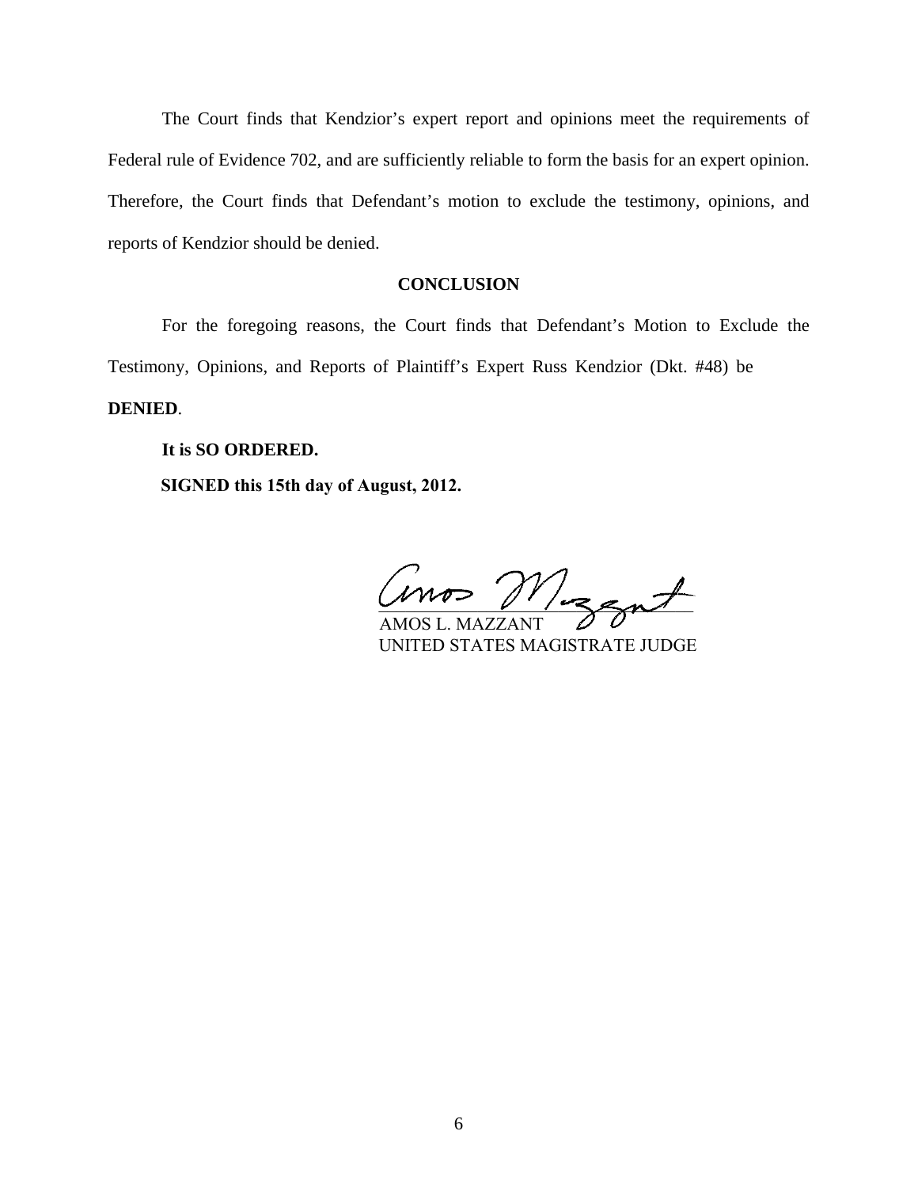The Court finds that Kendzior's expert report and opinions meet the requirements of Federal rule of Evidence 702, and are sufficiently reliable to form the basis for an expert opinion. Therefore, the Court finds that Defendant's motion to exclude the testimony, opinions, and reports of Kendzior should be denied.

## CONCLUSION

For the foregoing reasons, the Court finds that Defendant's Motion to Exclude the Testimony, Opinions, and Reports of Plaintiff's Expert Russ Kendzior (Dkt. #48) be **DENIED**.

**It is SO ORDERED.**

**SIGNED this 15th day of August, 2012.**

AMOS L. MAZZANT
UNITED STATES MAGISTRATE JUDGE